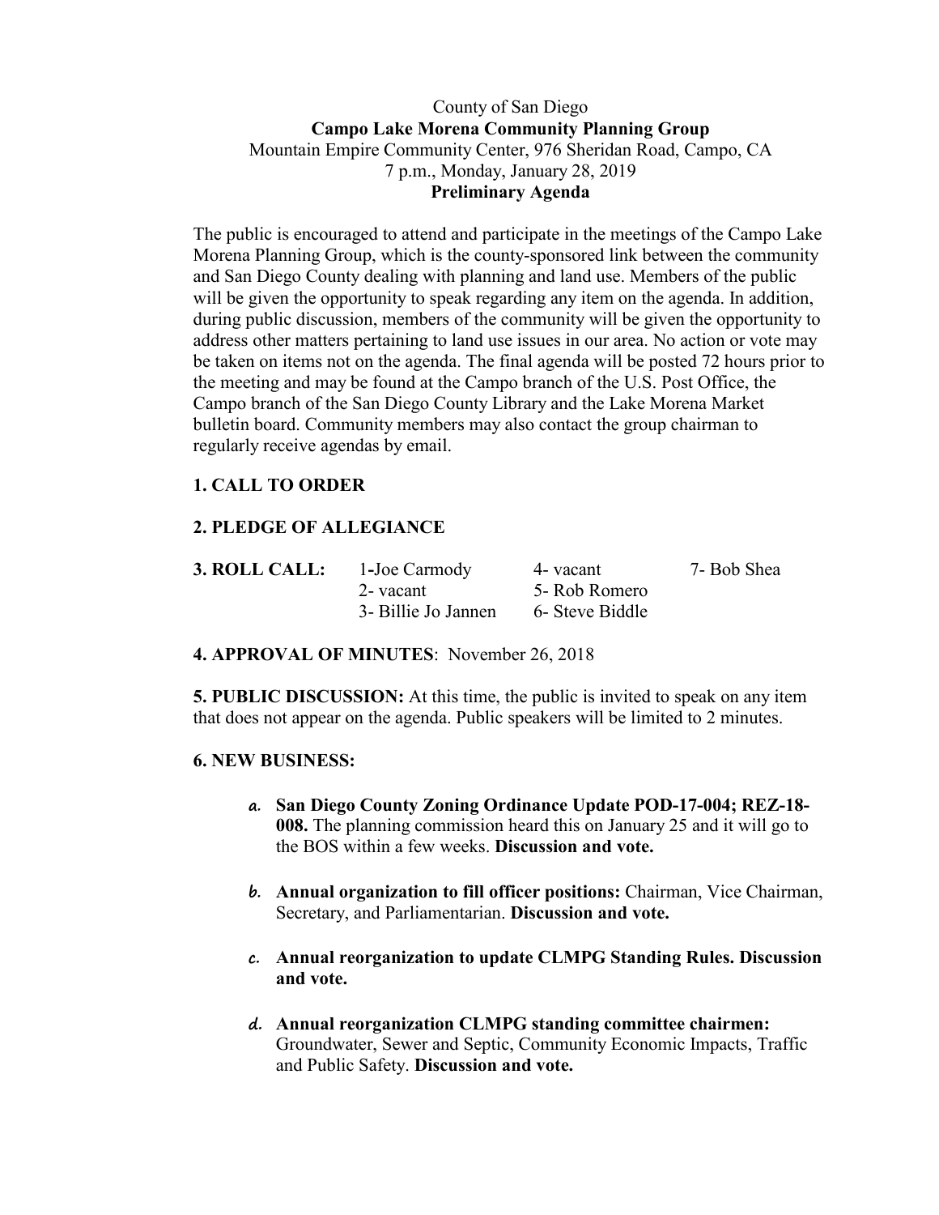County of San Diego

**Campo Lake Morena Community Planning Group**

Mountain Empire Community Center, 976 Sheridan Road, Campo, CA

7 p.m., Monday, January 28, 2019

**Preliminary Agenda**

The public is encouraged to attend and participate in the meetings of the Campo Lake Morena Planning Group, which is the county-sponsored link between the community and San Diego County dealing with planning and land use. Members of the public will be given the opportunity to speak regarding any item on the agenda. In addition, during public discussion, members of the community will be given the opportunity to address other matters pertaining to land use issues in our area. No action or vote may be taken on items not on the agenda. The final agenda will be posted 72 hours prior to the meeting and may be found at the Campo branch of the U.S. Post Office, the Campo branch of the San Diego County Library and the Lake Morena Market bulletin board. Community members may also contact the group chairman to regularly receive agendas by email.

**1. CALL TO ORDER**

**2. PLEDGE OF ALLEGIANCE**

**3. ROLL CALL:**

| | | | |
|---|---|---|---|
| **3. ROLL CALL:** | 1-Joe Carmody | 4- vacant | 7- Bob Shea |
| | 2- vacant | 5- Rob Romero | |
| | 3- Billie Jo Jannen | 6- Steve Biddle | |

**4. APPROVAL OF MINUTES**: November 26, 2018

**5. PUBLIC DISCUSSION:** At this time, the public is invited to speak on any item that does not appear on the agenda. Public speakers will be limited to 2 minutes.

**6. NEW BUSINESS:**

a. **San Diego County Zoning Ordinance Update POD-17-004; REZ-18-008.** The planning commission heard this on January 25 and it will go to the BOS within a few weeks. **Discussion and vote.**

b. **Annual organization to fill officer positions:** Chairman, Vice Chairman, Secretary, and Parliamentarian. **Discussion and vote.**

c. **Annual reorganization to update CLMPG Standing Rules. Discussion and vote.**

d. **Annual reorganization CLMPG standing committee chairmen:** Groundwater, Sewer and Septic, Community Economic Impacts, Traffic and Public Safety. **Discussion and vote.**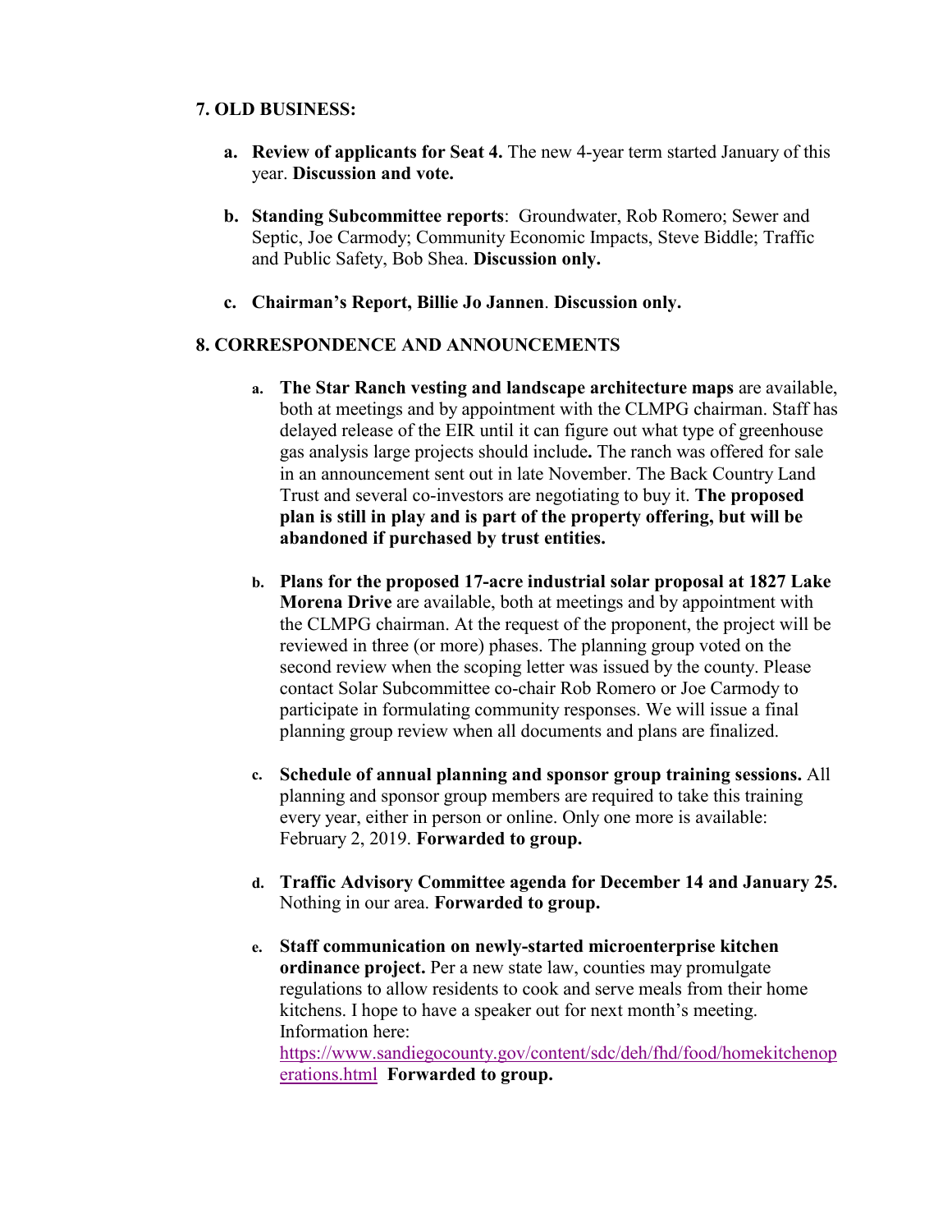## 7. OLD BUSINESS:

a. **Review of applicants for Seat 4.** The new 4-year term started January of this year. **Discussion and vote.**

b. **Standing Subcommittee reports**: Groundwater, Rob Romero; Sewer and Septic, Joe Carmody; Community Economic Impacts, Steve Biddle; Traffic and Public Safety, Bob Shea. **Discussion only.**

c. **Chairman's Report, Billie Jo Jannen**. **Discussion only.**

## 8. CORRESPONDENCE AND ANNOUNCEMENTS

a. **The Star Ranch vesting and landscape architecture maps** are available, both at meetings and by appointment with the CLMPG chairman. Staff has delayed release of the EIR until it can figure out what type of greenhouse gas analysis large projects should include**.** The ranch was offered for sale in an announcement sent out in late November. The Back Country Land Trust and several co-investors are negotiating to buy it. **The proposed plan is still in play and is part of the property offering, but will be abandoned if purchased by trust entities.**

b. **Plans for the proposed 17-acre industrial solar proposal at 1827 Lake Morena Drive** are available, both at meetings and by appointment with the CLMPG chairman. At the request of the proponent, the project will be reviewed in three (or more) phases. The planning group voted on the second review when the scoping letter was issued by the county. Please contact Solar Subcommittee co-chair Rob Romero or Joe Carmody to participate in formulating community responses. We will issue a final planning group review when all documents and plans are finalized.

c. **Schedule of annual planning and sponsor group training sessions.** All planning and sponsor group members are required to take this training every year, either in person or online. Only one more is available: February 2, 2019. **Forwarded to group.**

d. **Traffic Advisory Committee agenda for December 14 and January 25.** Nothing in our area. **Forwarded to group.**

e. **Staff communication on newly-started microenterprise kitchen ordinance project.** Per a new state law, counties may promulgate regulations to allow residents to cook and serve meals from their home kitchens. I hope to have a speaker out for next month's meeting. Information here: [https://www.sandiegocounty.gov/content/sdc/deh/fhd/food/homekitchenoperations.html](https://www.sandiegocounty.gov/content/sdc/deh/fhd/food/homekitchenoperations.html) **Forwarded to group.**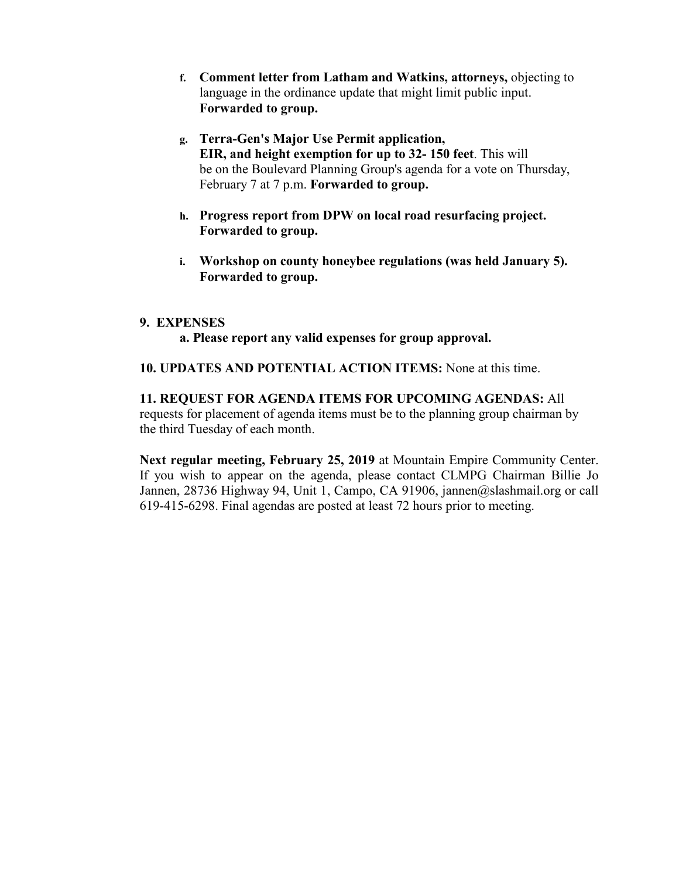f. **Comment letter from Latham and Watkins, attorneys,** objecting to language in the ordinance update that might limit public input. **Forwarded to group.**

g. **Terra-Gen's Major Use Permit application, EIR, and height exemption for up to 32- 150 feet**. This will be on the Boulevard Planning Group's agenda for a vote on Thursday, February 7 at 7 p.m. **Forwarded to group.**

h. **Progress report from DPW on local road resurfacing project. Forwarded to group.**

i. **Workshop on county honeybee regulations (was held January 5). Forwarded to group.**

**9. EXPENSES**

**a. Please report any valid expenses for group approval.**

**10. UPDATES AND POTENTIAL ACTION ITEMS:** None at this time.

**11. REQUEST FOR AGENDA ITEMS FOR UPCOMING AGENDAS:** All requests for placement of agenda items must be to the planning group chairman by the third Tuesday of each month.

**Next regular meeting, February 25, 2019** at Mountain Empire Community Center. If you wish to appear on the agenda, please contact CLMPG Chairman Billie Jo Jannen, 28736 Highway 94, Unit 1, Campo, CA 91906, jannen@slashmail.org or call 619-415-6298. Final agendas are posted at least 72 hours prior to meeting.